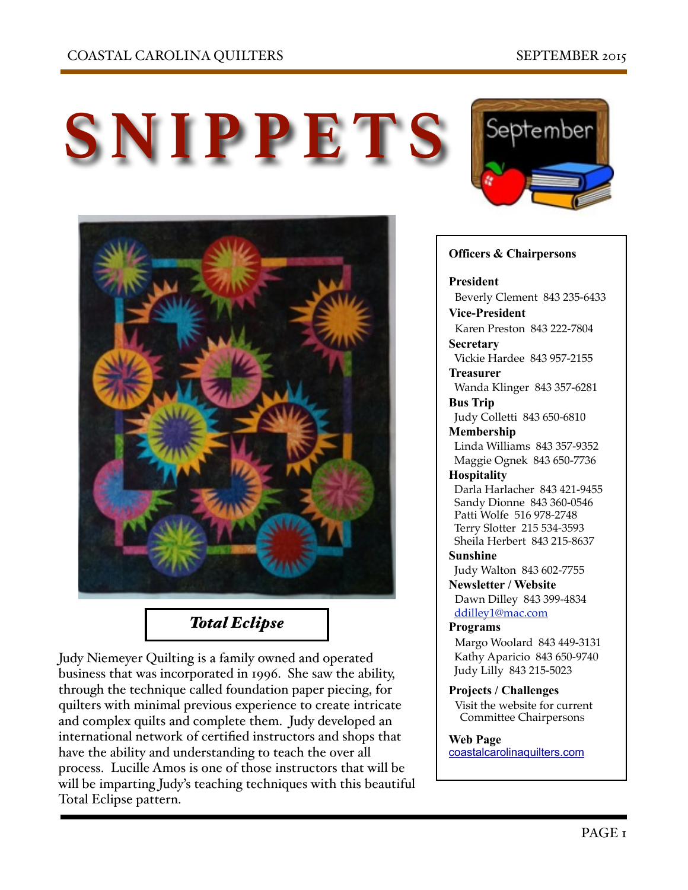# SNIPPETS

### *Total Eclipse*

Judy Niemeyer Quilting is a family owned and operated business that was incorporated in 1996. She saw the ability, through the technique called foundation paper piecing, for quilters with minimal previous experience to create intricate and complex quilts and complete them. Judy developed an international network of certified instructors and shops that have the ability and understanding to teach the over all process. Lucille Amos is one of those instructors that will be will be imparting Judy's teaching techniques with this beautiful Total Eclipse pattern.

**Officers & Chairpersons**

**President**
Beverly Clement 843 235-6433

**Vice-President**
Karen Preston 843 222-7804

**Secretary**
Vickie Hardee 843 957-2155

**Treasurer**
Wanda Klinger 843 357-6281

**Bus Trip**
Judy Colletti 843 650-6810

**Membership**
Linda Williams 843 357-9352
Maggie Ognek 843 650-7736

**Hospitality**
Darla Harlacher 843 421-9455
Sandy Dionne 843 360-0546
Patti Wolfe 516 978-2748
Terry Slotter 215 534-3593
Sheila Herbert 843 215-8637

**Sunshine**
Judy Walton 843 602-7755

**Newsletter / Website**
Dawn Dilley 843 399-4834
ddilley1@mac.com

**Programs**
Margo Woolard 843 449-3131
Kathy Aparicio 843 650-9740
Judy Lilly 843 215-5023

**Projects / Challenges**
Visit the website for current Committee Chairpersons

**Web Page**
coastalcarolinaquilters.com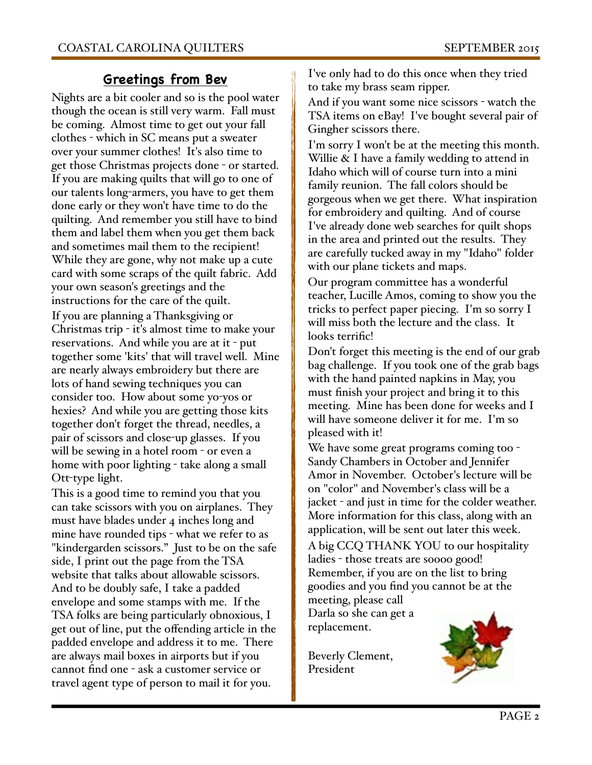## Greetings from Bev

Nights are a bit cooler and so is the pool water though the ocean is still very warm. Fall must be coming. Almost time to get out your fall clothes - which in SC means put a sweater over your summer clothes! It's also time to get those Christmas projects done - or started. If you are making quilts that will go to one of our talents long-armers, you have to get them done early or they won't have time to do the quilting. And remember you still have to bind them and label them when you get them back and sometimes mail them to the recipient! While they are gone, why not make up a cute card with some scraps of the quilt fabric. Add your own season's greetings and the instructions for the care of the quilt.

If you are planning a Thanksgiving or Christmas trip - it's almost time to make your reservations. And while you are at it - put together some 'kits' that will travel well. Mine are nearly always embroidery but there are lots of hand sewing techniques you can consider too. How about some yo-yos or hexies? And while you are getting those kits together don't forget the thread, needles, a pair of scissors and close-up glasses. If you will be sewing in a hotel room - or even a home with poor lighting - take along a small Ott-type light.

This is a good time to remind you that you can take scissors with you on airplanes. They must have blades under 4 inches long and mine have rounded tips - what we refer to as "kindergarden scissors." Just to be on the safe side, I print out the page from the TSA website that talks about allowable scissors. And to be doubly safe, I take a padded envelope and some stamps with me. If the TSA folks are being particularly obnoxious, I get out of line, put the offending article in the padded envelope and address it to me. There are always mail boxes in airports but if you cannot find one - ask a customer service or travel agent type of person to mail it for you. I've only had to do this once when they tried to take my brass seam ripper.

And if you want some nice scissors - watch the TSA items on eBay! I've bought several pair of Gingher scissors there.

I'm sorry I won't be at the meeting this month. Willie & I have a family wedding to attend in Idaho which will of course turn into a mini family reunion. The fall colors should be gorgeous when we get there. What inspiration for embroidery and quilting. And of course I've already done web searches for quilt shops in the area and printed out the results. They are carefully tucked away in my "Idaho" folder with our plane tickets and maps.

Our program committee has a wonderful teacher, Lucille Amos, coming to show you the tricks to perfect paper piecing. I'm so sorry I will miss both the lecture and the class. It looks terrific!

Don't forget this meeting is the end of our grab bag challenge. If you took one of the grab bags with the hand painted napkins in May, you must finish your project and bring it to this meeting. Mine has been done for weeks and I will have someone deliver it for me. I'm so pleased with it!

We have some great programs coming too - Sandy Chambers in October and Jennifer Amor in November. October's lecture will be on "color" and November's class will be a jacket - and just in time for the colder weather. More information for this class, along with an application, will be sent out later this week.

A big CCQ THANK YOU to our hospitality ladies - those treats are soooo good! Remember, if you are on the list to bring goodies and you find you cannot be at the meeting, please call Darla so she can get a replacement.

Beverly Clement,
President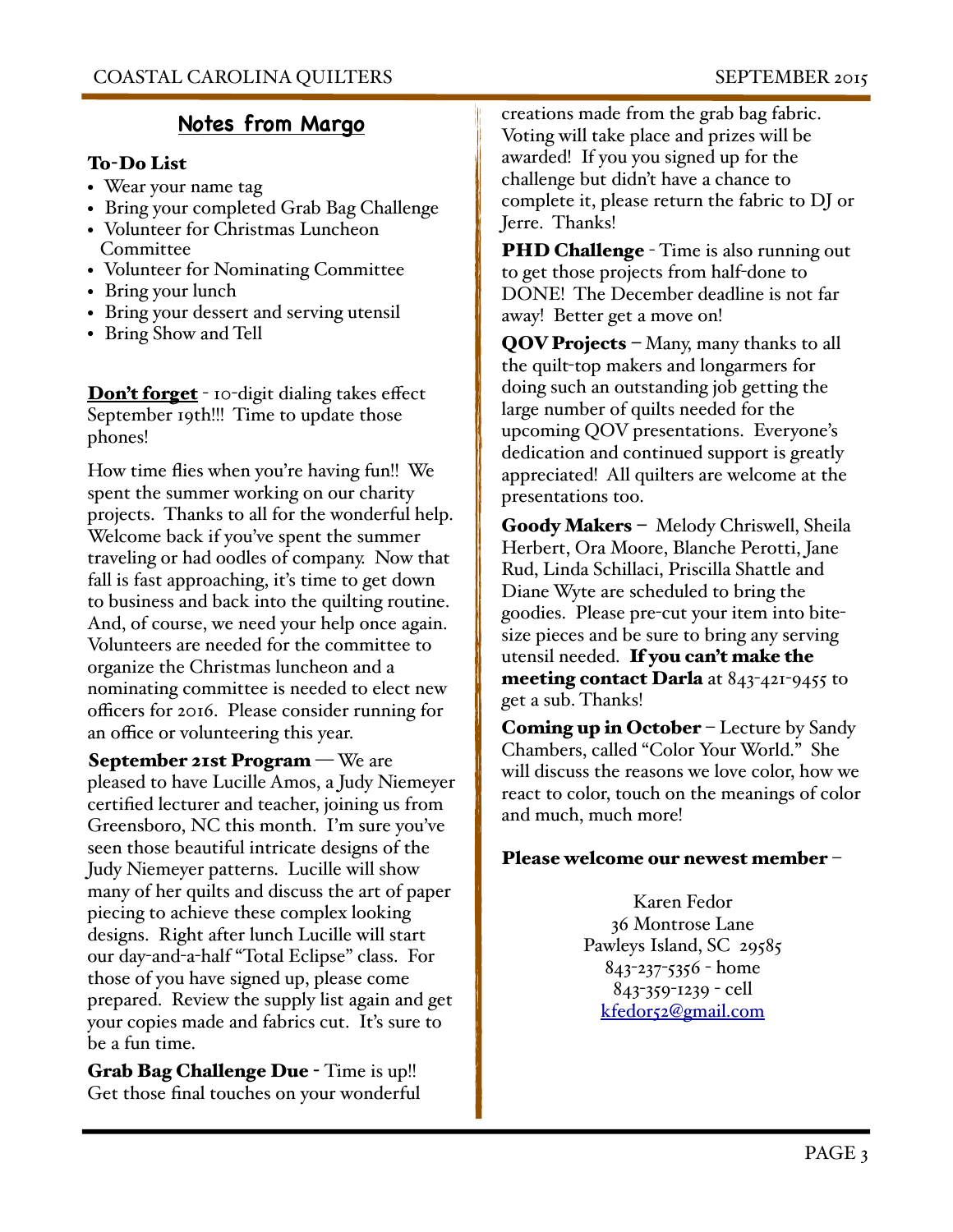## Notes from Margo

**To-Do List**

- Wear your name tag
- Bring your completed Grab Bag Challenge
- Volunteer for Christmas Luncheon Committee
- Volunteer for Nominating Committee
- Bring your lunch
- Bring your dessert and serving utensil
- Bring Show and Tell

**Don't forget** - 10-digit dialing takes effect September 19th!!! Time to update those phones!

How time flies when you're having fun!! We spent the summer working on our charity projects. Thanks to all for the wonderful help. Welcome back if you've spent the summer traveling or had oodles of company. Now that fall is fast approaching, it's time to get down to business and back into the quilting routine. And, of course, we need your help once again. Volunteers are needed for the committee to organize the Christmas luncheon and a nominating committee is needed to elect new officers for 2016. Please consider running for an office or volunteering this year.

**September 21st Program** — We are pleased to have Lucille Amos, a Judy Niemeyer certified lecturer and teacher, joining us from Greensboro, NC this month. I'm sure you've seen those beautiful intricate designs of the Judy Niemeyer patterns. Lucille will show many of her quilts and discuss the art of paper piecing to achieve these complex looking designs. Right after lunch Lucille will start our day-and-a-half "Total Eclipse" class. For those of you who have signed up, please come prepared. Review the supply list again and get your copies made and fabrics cut. It's sure to be a fun time.

**Grab Bag Challenge Due** - Time is up!! Get those final touches on your wonderful creations made from the grab bag fabric. Voting will take place and prizes will be awarded! If you you signed up for the challenge but didn't have a chance to complete it, please return the fabric to DJ or Jerre. Thanks!

**PHD Challenge** - Time is also running out to get those projects from half-done to DONE! The December deadline is not far away! Better get a move on!

**QOV Projects** – Many, many thanks to all the quilt-top makers and longarmers for doing such an outstanding job getting the large number of quilts needed for the upcoming QOV presentations. Everyone's dedication and continued support is greatly appreciated! All quilters are welcome at the presentations too.

**Goody Makers** – Melody Chriswell, Sheila Herbert, Ora Moore, Blanche Perotti, Jane Rud, Linda Schillaci, Priscilla Shattle and Diane Wyte are scheduled to bring the goodies. Please pre-cut your item into bite-size pieces and be sure to bring any serving utensil needed. **If you can't make the meeting contact Darla** at 843-421-9455 to get a sub. Thanks!

**Coming up in October** – Lecture by Sandy Chambers, called "Color Your World." She will discuss the reasons we love color, how we react to color, touch on the meanings of color and much, much more!

**Please welcome our newest member** –

Karen Fedor
36 Montrose Lane
Pawleys Island, SC 29585
843-237-5356 - home
843-359-1239 - cell
kfedor52@gmail.com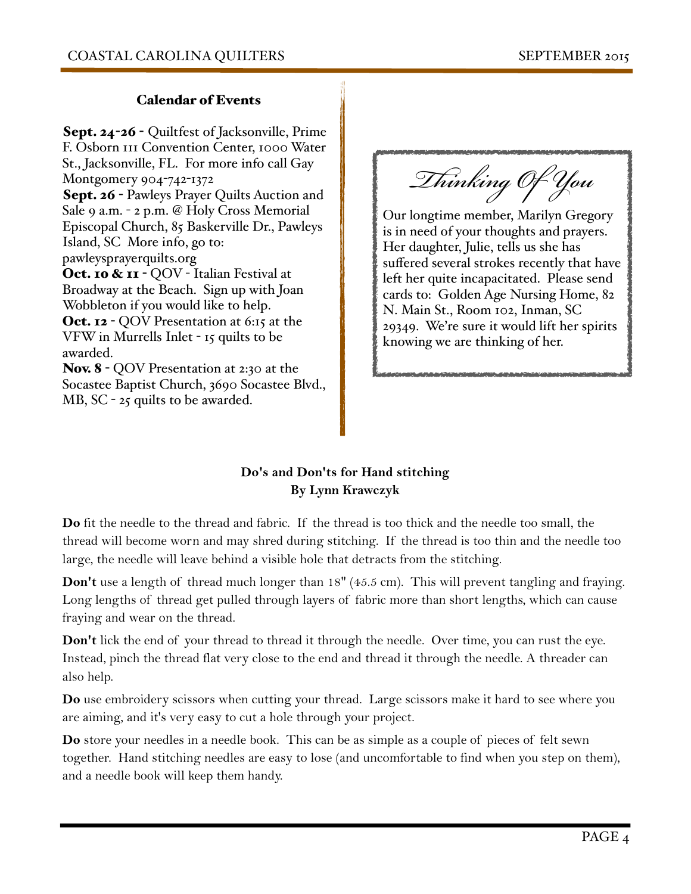## Calendar of Events

**Sept. 24-26 -** Quiltfest of Jacksonville, Prime F. Osborn III Convention Center, 1000 Water St., Jacksonville, FL. For more info call Gay Montgomery 904-742-1372

**Sept. 26 -** Pawleys Prayer Quilts Auction and Sale 9 a.m. - 2 p.m. @ Holy Cross Memorial Episcopal Church, 85 Baskerville Dr., Pawleys Island, SC More info, go to: pawleysprayerquilts.org

**Oct. 10 & 11 -** QOV - Italian Festival at Broadway at the Beach. Sign up with Joan Wobbleton if you would like to help.

**Oct. 12 -** QOV Presentation at 6:15 at the VFW in Murrells Inlet - 15 quilts to be awarded.

**Nov. 8 -** QOV Presentation at 2:30 at the Socastee Baptist Church, 3690 Socastee Blvd., MB, SC - 25 quilts to be awarded.

## *Thinking Of You*

Our longtime member, Marilyn Gregory is in need of your thoughts and prayers. Her daughter, Julie, tells us she has suffered several strokes recently that have left her quite incapacitated. Please send cards to: Golden Age Nursing Home, 82 N. Main St., Room 102, Inman, SC 29349. We're sure it would lift her spirits knowing we are thinking of her.

## Do's and Don'ts for Hand stitching
**By Lynn Krawczyk**

**Do** fit the needle to the thread and fabric. If the thread is too thick and the needle too small, the thread will become worn and may shred during stitching. If the thread is too thin and the needle too large, the needle will leave behind a visible hole that detracts from the stitching.

**Don't** use a length of thread much longer than 18" (45.5 cm). This will prevent tangling and fraying. Long lengths of thread get pulled through layers of fabric more than short lengths, which can cause fraying and wear on the thread.

**Don't** lick the end of your thread to thread it through the needle. Over time, you can rust the eye. Instead, pinch the thread flat very close to the end and thread it through the needle. A threader can also help.

**Do** use embroidery scissors when cutting your thread. Large scissors make it hard to see where you are aiming, and it's very easy to cut a hole through your project.

**Do** store your needles in a needle book. This can be as simple as a couple of pieces of felt sewn together. Hand stitching needles are easy to lose (and uncomfortable to find when you step on them), and a needle book will keep them handy.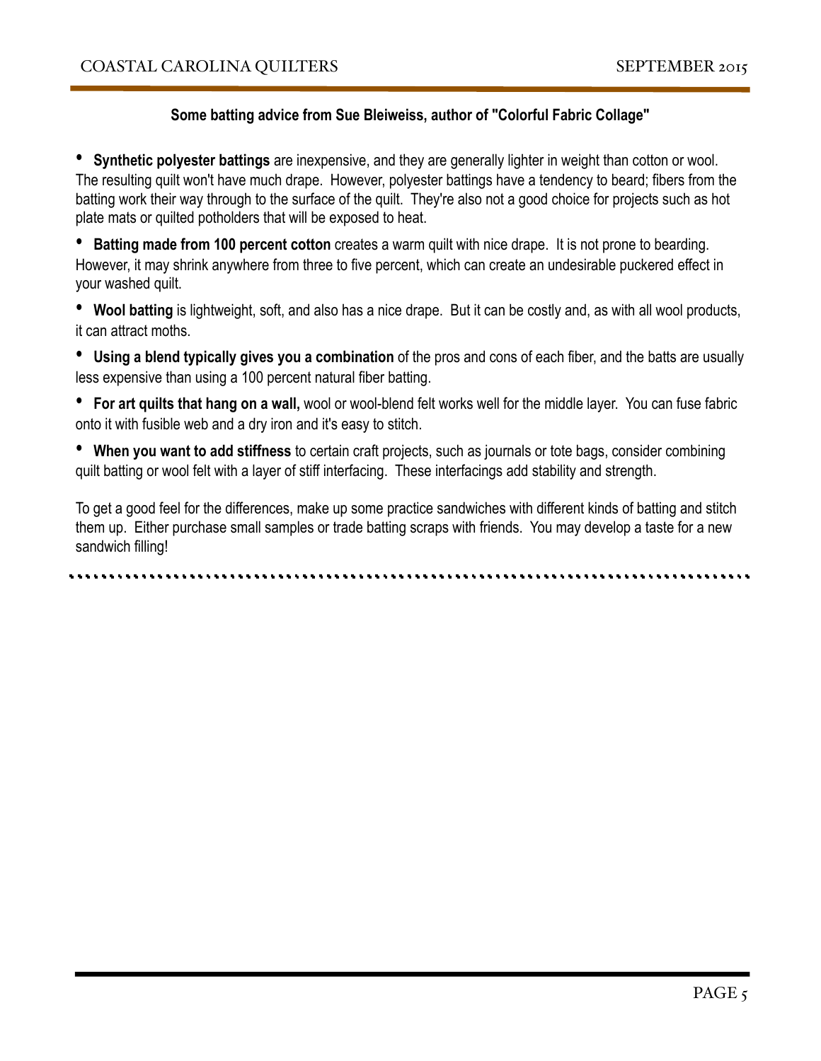## Some batting advice from Sue Bleiweiss, author of "Colorful Fabric Collage"

- **Synthetic polyester battings** are inexpensive, and they are generally lighter in weight than cotton or wool. The resulting quilt won't have much drape. However, polyester battings have a tendency to beard; fibers from the batting work their way through to the surface of the quilt. They're also not a good choice for projects such as hot plate mats or quilted potholders that will be exposed to heat.
- **Batting made from 100 percent cotton** creates a warm quilt with nice drape. It is not prone to bearding. However, it may shrink anywhere from three to five percent, which can create an undesirable puckered effect in your washed quilt.
- **Wool batting** is lightweight, soft, and also has a nice drape. But it can be costly and, as with all wool products, it can attract moths.
- **Using a blend typically gives you a combination** of the pros and cons of each fiber, and the batts are usually less expensive than using a 100 percent natural fiber batting.
- **For art quilts that hang on a wall,** wool or wool-blend felt works well for the middle layer. You can fuse fabric onto it with fusible web and a dry iron and it's easy to stitch.
- **When you want to add stiffness** to certain craft projects, such as journals or tote bags, consider combining quilt batting or wool felt with a layer of stiff interfacing. These interfacings add stability and strength.

To get a good feel for the differences, make up some practice sandwiches with different kinds of batting and stitch them up. Either purchase small samples or trade batting scraps with friends. You may develop a taste for a new sandwich filling!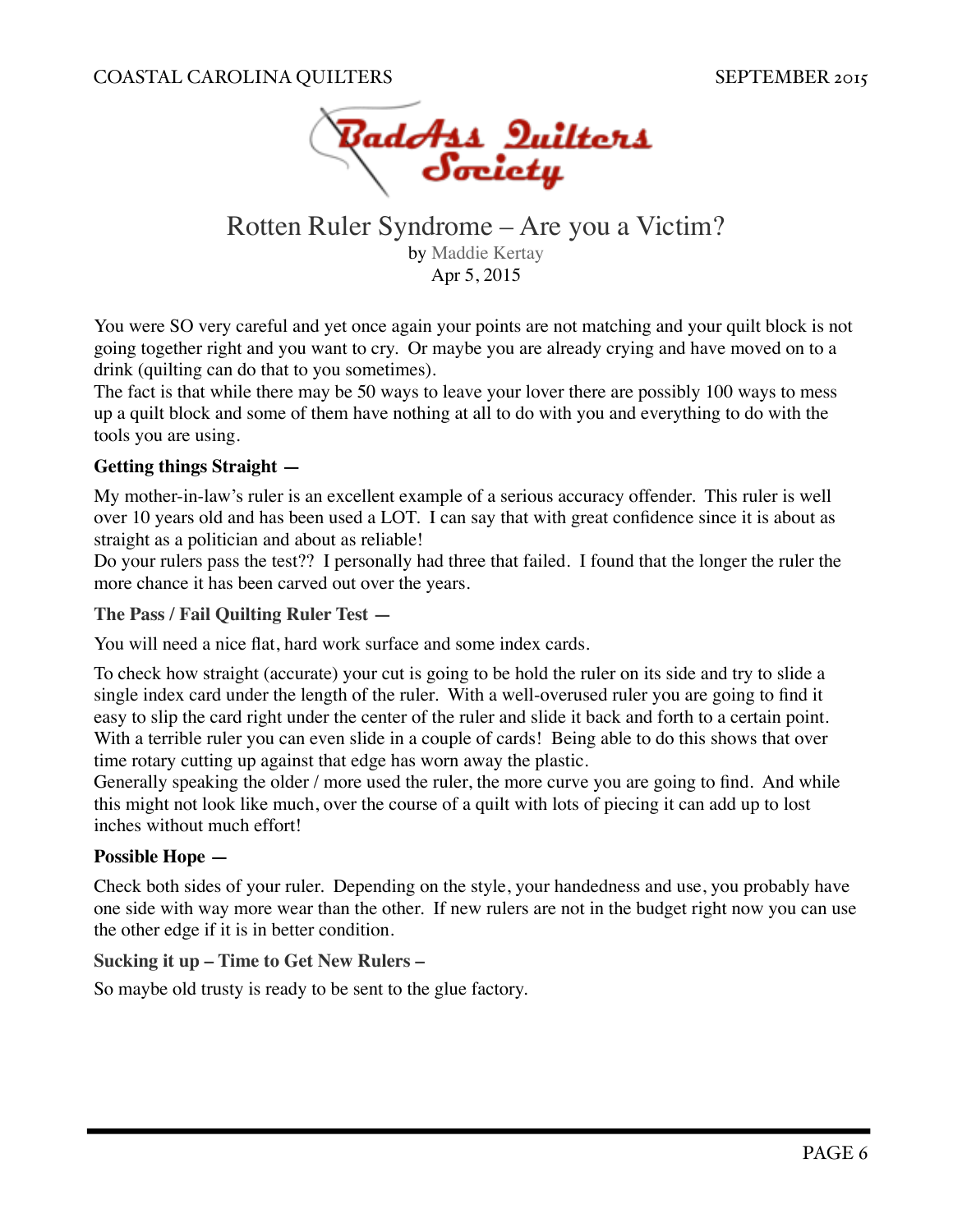BadAss Quilters Society

# Rotten Ruler Syndrome – Are you a Victim?

by Maddie Kertay
Apr 5, 2015

You were SO very careful and yet once again your points are not matching and your quilt block is not going together right and you want to cry. Or maybe you are already crying and have moved on to a drink (quilting can do that to you sometimes).
The fact is that while there may be 50 ways to leave your lover there are possibly 100 ways to mess up a quilt block and some of them have nothing at all to do with you and everything to do with the tools you are using.

**Getting things Straight —**

My mother-in-law's ruler is an excellent example of a serious accuracy offender. This ruler is well over 10 years old and has been used a LOT. I can say that with great confidence since it is about as straight as a politician and about as reliable!
Do your rulers pass the test?? I personally had three that failed. I found that the longer the ruler the more chance it has been carved out over the years.

**The Pass / Fail Quilting Ruler Test —**

You will need a nice flat, hard work surface and some index cards.

To check how straight (accurate) your cut is going to be hold the ruler on its side and try to slide a single index card under the length of the ruler. With a well-overused ruler you are going to find it easy to slip the card right under the center of the ruler and slide it back and forth to a certain point. With a terrible ruler you can even slide in a couple of cards! Being able to do this shows that over time rotary cutting up against that edge has worn away the plastic.
Generally speaking the older / more used the ruler, the more curve you are going to find. And while this might not look like much, over the course of a quilt with lots of piecing it can add up to lost inches without much effort!

**Possible Hope —**

Check both sides of your ruler. Depending on the style, your handedness and use, you probably have one side with way more wear than the other. If new rulers are not in the budget right now you can use the other edge if it is in better condition.

**Sucking it up – Time to Get New Rulers –**

So maybe old trusty is ready to be sent to the glue factory.